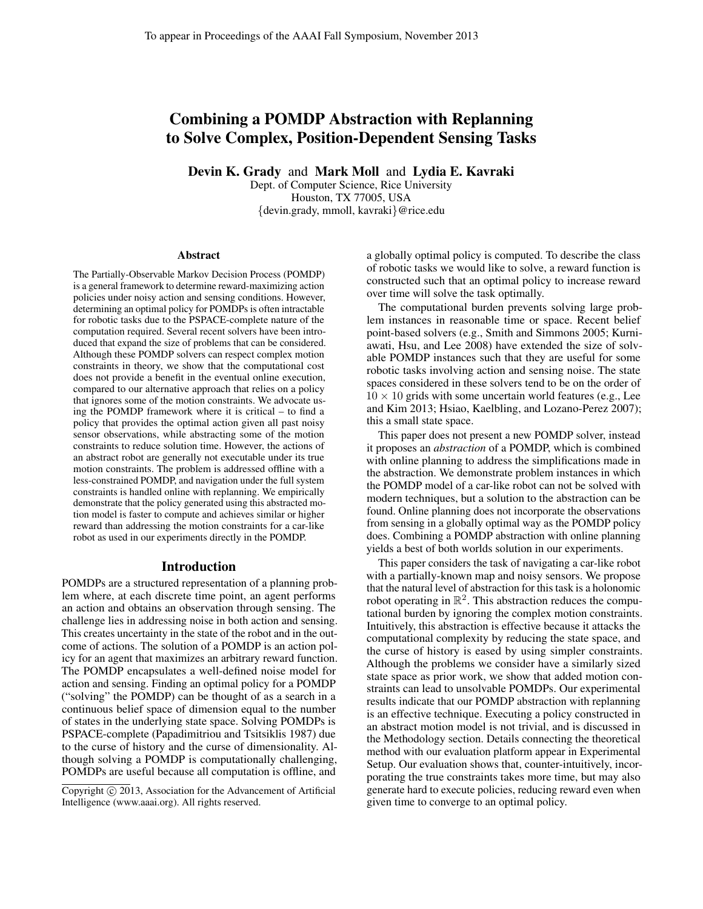# Combining a POMDP Abstraction with Replanning to Solve Complex, Position-Dependent Sensing Tasks

**Devin K. Grady** and **Mark Moll** and **Lydia E. Kavraki**
Dept. of Computer Science, Rice University
Houston, TX 77005, USA
{devin.grady, mmoll, kavraki}@rice.edu

## Abstract

The Partially-Observable Markov Decision Process (POMDP) is a general framework to determine reward-maximizing action policies under noisy action and sensing conditions. However, determining an optimal policy for POMDPs is often intractable for robotic tasks due to the PSPACE-complete nature of the computation required. Several recent solvers have been introduced that expand the size of problems that can be considered. Although these POMDP solvers can respect complex motion constraints in theory, we show that the computational cost does not provide a benefit in the eventual online execution, compared to our alternative approach that relies on a policy that ignores some of the motion constraints. We advocate using the POMDP framework where it is critical – to find a policy that provides the optimal action given all past noisy sensor observations, while abstracting some of the motion constraints to reduce solution time. However, the actions of an abstract robot are generally not executable under its true motion constraints. The problem is addressed offline with a less-constrained POMDP, and navigation under the full system constraints is handled online with replanning. We empirically demonstrate that the policy generated using this abstracted motion model is faster to compute and achieves similar or higher reward than addressing the motion constraints for a car-like robot as used in our experiments directly in the POMDP.

## Introduction

POMDPs are a structured representation of a planning problem where, at each discrete time point, an agent performs an action and obtains an observation through sensing. The challenge lies in addressing noise in both action and sensing. This creates uncertainty in the state of the robot and in the outcome of actions. The solution of a POMDP is an action policy for an agent that maximizes an arbitrary reward function. The POMDP encapsulates a well-defined noise model for action and sensing. Finding an optimal policy for a POMDP ("solving" the POMDP) can be thought of as a search in a continuous belief space of dimension equal to the number of states in the underlying state space. Solving POMDPs is PSPACE-complete (Papadimitriou and Tsitsiklis 1987) due to the curse of history and the curse of dimensionality. Although solving a POMDP is computationally challenging, POMDPs are useful because all computation is offline, and a globally optimal policy is computed. To describe the class of robotic tasks we would like to solve, a reward function is constructed such that an optimal policy to increase reward over time will solve the task optimally.

The computational burden prevents solving large problem instances in reasonable time or space. Recent belief point-based solvers (e.g., Smith and Simmons 2005; Kurniawati, Hsu, and Lee 2008) have extended the size of solvable POMDP instances such that they are useful for some robotic tasks involving action and sensing noise. The state spaces considered in these solvers tend to be on the order of $10 \times 10$ grids with some uncertain world features (e.g., Lee and Kim 2013; Hsiao, Kaelbling, and Lozano-Perez 2007); this a small state space.

This paper does not present a new POMDP solver, instead it proposes an *abstraction* of a POMDP, which is combined with online planning to address the simplifications made in the abstraction. We demonstrate problem instances in which the POMDP model of a car-like robot can not be solved with modern techniques, but a solution to the abstraction can be found. Online planning does not incorporate the observations from sensing in a globally optimal way as the POMDP policy does. Combining a POMDP abstraction with online planning yields a best of both worlds solution in our experiments.

This paper considers the task of navigating a car-like robot with a partially-known map and noisy sensors. We propose that the natural level of abstraction for this task is a holonomic robot operating in $\mathbb{R}^2$. This abstraction reduces the computational burden by ignoring the complex motion constraints. Intuitively, this abstraction is effective because it attacks the computational complexity by reducing the state space, and the curse of history is eased by using simpler constraints. Although the problems we consider have a similarly sized state space as prior work, we show that added motion constraints can lead to unsolvable POMDPs. Our experimental results indicate that our POMDP abstraction with replanning is an effective technique. Executing a policy constructed in an abstract motion model is not trivial, and is discussed in the Methodology section. Details connecting the theoretical method with our evaluation platform appear in Experimental Setup. Our evaluation shows that, counter-intuitively, incorporating the true constraints takes more time, but may also generate hard to execute policies, reducing reward even when given time to converge to an optimal policy.

Copyright © 2013, Association for the Advancement of Artificial Intelligence (www.aaai.org). All rights reserved.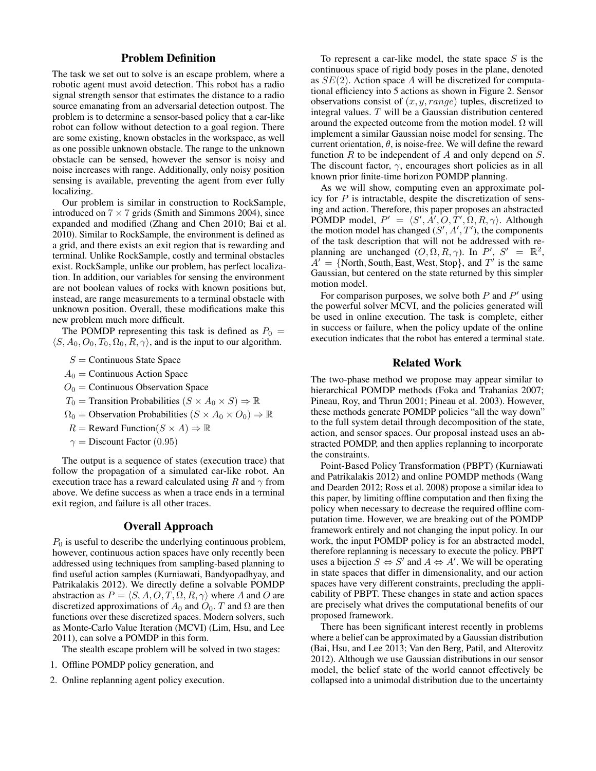## Problem Definition

The task we set out to solve is an escape problem, where a robotic agent must avoid detection. This robot has a radio signal strength sensor that estimates the distance to a radio source emanating from an adversarial detection outpost. The problem is to determine a sensor-based policy that a car-like robot can follow without detection to a goal region. There are some existing, known obstacles in the workspace, as well as one possible unknown obstacle. The range to the unknown obstacle can be sensed, however the sensor is noisy and noise increases with range. Additionally, only noisy position sensing is available, preventing the agent from ever fully localizing.

Our problem is similar in construction to RockSample, introduced on $7 \times 7$ grids (Smith and Simmons 2004), since expanded and modified (Zhang and Chen 2010; Bai et al. 2010). Similar to RockSample, the environment is defined as a grid, and there exists an exit region that is rewarding and terminal. Unlike RockSample, costly and terminal obstacles exist. RockSample, unlike our problem, has perfect localization. In addition, our variables for sensing the environment are not boolean values of rocks with known positions but, instead, are range measurements to a terminal obstacle with unknown position. Overall, these modifications make this new problem much more difficult.

The POMDP representing this task is defined as $P_0 = \langle S, A_0, O_0, T_0, \Omega_0, R, \gamma \rangle$, and is the input to our algorithm.

- $S =$ Continuous State Space
- $A_0 =$ Continuous Action Space
- $O_0 =$ Continuous Observation Space
- $T_0 =$ Transition Probabilities $(S \times A_0 \times S) \Rightarrow \mathbb{R}$
- $\Omega_0 =$ Observation Probabilities $(S \times A_0 \times O_0) \Rightarrow \mathbb{R}$
- $R =$ Reward Function$(S \times A) \Rightarrow \mathbb{R}$
- $\gamma =$ Discount Factor $(0.95)$

The output is a sequence of states (execution trace) that follow the propagation of a simulated car-like robot. An execution trace has a reward calculated using $R$ and $\gamma$ from above. We define success as when a trace ends in a terminal exit region, and failure is all other traces.

## Overall Approach

$P_0$ is useful to describe the underlying continuous problem, however, continuous action spaces have only recently been addressed using techniques from sampling-based planning to find useful action samples (Kurniawati, Bandyopadhyay, and Patrikalakis 2012). We directly define a solvable POMDP abstraction as $P = \langle S, A, O, T, \Omega, R, \gamma \rangle$ where $A$ and $O$ are discretized approximations of $A_0$ and $O_0$. $T$ and $\Omega$ are then functions over these discretized spaces. Modern solvers, such as Monte-Carlo Value Iteration (MCVI) (Lim, Hsu, and Lee 2011), can solve a POMDP in this form.

The stealth escape problem will be solved in two stages:

1. Offline POMDP policy generation, and
2. Online replanning agent policy execution.

To represent a car-like model, the state space $S$ is the continuous space of rigid body poses in the plane, denoted as $SE(2)$. Action space $A$ will be discretized for computational efficiency into 5 actions as shown in Figure 2. Sensor observations consist of $(x, y, range)$ tuples, discretized to integral values. $T$ will be a Gaussian distribution centered around the expected outcome from the motion model. $\Omega$ will implement a similar Gaussian noise model for sensing. The current orientation, $\theta$, is noise-free. We will define the reward function $R$ to be independent of $A$ and only depend on $S$. The discount factor, $\gamma$, encourages short policies as in all known prior finite-time horizon POMDP planning.

As we will show, computing even an approximate policy for $P$ is intractable, despite the discretization of sensing and action. Therefore, this paper proposes an abstracted POMDP model, $P' = \langle S', A', O, T', \Omega, R, \gamma \rangle$. Although the motion model has changed $(S', A', T')$, the components of the task description that will not be addressed with replanning are unchanged $(O, \Omega, R, \gamma)$. In $P'$, $S' = \mathbb{R}^2$, $A' = \{\text{North}, \text{South}, \text{East}, \text{West}, \text{Stop}\}$, and $T'$ is the same Gaussian, but centered on the state returned by this simpler motion model.

For comparison purposes, we solve both $P$ and $P'$ using the powerful solver MCVI, and the policies generated will be used in online execution. The task is complete, either in success or failure, when the policy update of the online execution indicates that the robot has entered a terminal state.

## Related Work

The two-phase method we propose may appear similar to hierarchical POMDP methods (Foka and Trahanias 2007; Pineau, Roy, and Thrun 2001; Pineau et al. 2003). However, these methods generate POMDP policies "all the way down" to the full system detail through decomposition of the state, action, and sensor spaces. Our proposal instead uses an abstracted POMDP, and then applies replanning to incorporate the constraints.

Point-Based Policy Transformation (PBPT) (Kurniawati and Patrikalakis 2012) and online POMDP methods (Wang and Dearden 2012; Ross et al. 2008) propose a similar idea to this paper, by limiting offline computation and then fixing the policy when necessary to decrease the required offline computation time. However, we are breaking out of the POMDP framework entirely and not changing the input policy. In our work, the input POMDP policy is for an abstracted model, therefore replanning is necessary to execute the policy. PBPT uses a bijection $S \Leftrightarrow S'$ and $A \Leftrightarrow A'$. We will be operating in state spaces that differ in dimensionality, and our action spaces have very different constraints, precluding the applicability of PBPT. These changes in state and action spaces are precisely what drives the computational benefits of our proposed framework.

There has been significant interest recently in problems where a belief can be approximated by a Gaussian distribution (Bai, Hsu, and Lee 2013; Van den Berg, Patil, and Alterovitz 2012). Although we use Gaussian distributions in our sensor model, the belief state of the world cannot effectively be collapsed into a unimodal distribution due to the uncertainty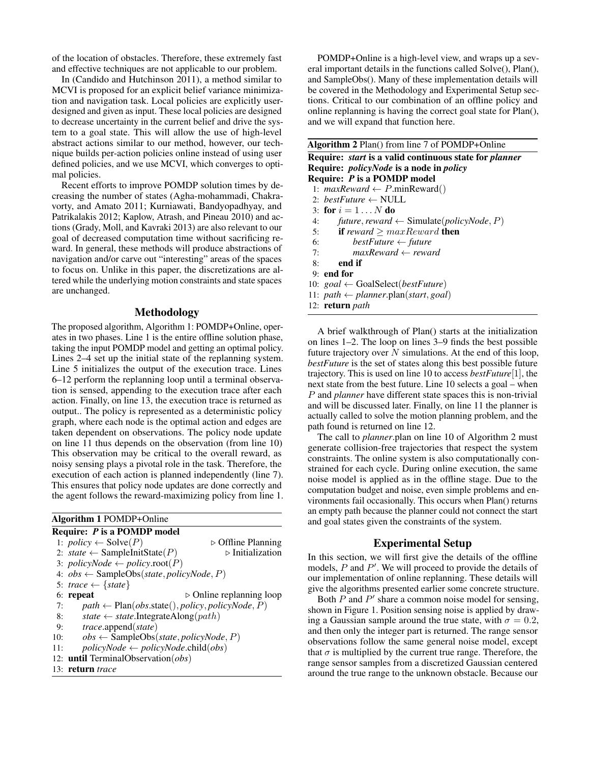of the location of obstacles. Therefore, these extremely fast and effective techniques are not applicable to our problem.

In (Candido and Hutchinson 2011), a method similar to MCVI is proposed for an explicit belief variance minimization and navigation task. Local policies are explicitly user-designed and given as input. These local policies are designed to decrease uncertainty in the current belief and drive the system to a goal state. This will allow the use of high-level abstract actions similar to our method, however, our technique builds per-action policies online instead of using user defined policies, and we use MCVI, which converges to optimal policies.

Recent efforts to improve POMDP solution times by decreasing the number of states (Agha-mohammadi, Chakravorty, and Amato 2011; Kurniawati, Bandyopadhyay, and Patrikalakis 2012; Kaplow, Atrash, and Pineau 2010) and actions (Grady, Moll, and Kavraki 2013) are also relevant to our goal of decreased computation time without sacrificing reward. In general, these methods will produce abstractions of navigation and/or carve out "interesting" areas of the spaces to focus on. Unlike in this paper, the discretizations are altered while the underlying motion constraints and state spaces are unchanged.

## Methodology

The proposed algorithm, Algorithm 1: POMDP+Online, operates in two phases. Line 1 is the entire offline solution phase, taking the input POMDP model and getting an optimal policy. Lines 2–4 set up the initial state of the replanning system. Line 5 initializes the output of the execution trace. Lines 6–12 perform the replanning loop until a terminal observation is sensed, appending to the execution trace after each action. Finally, on line 13, the execution trace is returned as output.. The policy is represented as a deterministic policy graph, where each node is the optimal action and edges are taken dependent on observations. The policy node update on line 11 thus depends on the observation (from line 10) This observation may be critical to the overall reward, as noisy sensing plays a pivotal role in the task. Therefore, the execution of each action is planned independently (line 7). This ensures that policy node updates are done correctly and the agent follows the reward-maximizing policy from line 1.

**Algorithm 1** POMDP+Online

```
Require: P is a POMDP model
 1: policy ← Solve(P)                          ▷ Offline Planning
 2: state ← SampleInitState(P)                 ▷ Initialization
 3: policyNode ← policy.root(P)
 4: obs ← SampleObs(state, policyNode, P)
 5: trace ← {state}
 6: repeat                                     ▷ Online replanning loop
 7:     path ← Plan(obs.state(), policy, policyNode, P)
 8:     state ← state.IntegrateAlong(path)
 9:     trace.append(state)
10:     obs ← SampleObs(state, policyNode, P)
11:     policyNode ← policyNode.child(obs)
12: until TerminalObservation(obs)
13: return trace
```

POMDP+Online is a high-level view, and wraps up a several important details in the functions called Solve(), Plan(), and SampleObs(). Many of these implementation details will be covered in the Methodology and Experimental Setup sections. Critical to our combination of an offline policy and online replanning is having the correct goal state for Plan(), and we will expand that function here.

**Algorithm 2** Plan() from line 7 of POMDP+Online

```
Require: start is a valid continuous state for planner
Require: policyNode is a node in policy
Require: P is a POMDP model
 1: maxReward ← P.minReward()
 2: bestFuture ← NULL
 3: for i = 1 ... N do
 4:     future, reward ← Simulate(policyNode, P)
 5:     if reward ≥ maxReward then
 6:         bestFuture ← future
 7:         maxReward ← reward
 8:     end if
 9: end for
10: goal ← GoalSelect(bestFuture)
11: path ← planner.plan(start, goal)
12: return path
```

A brief walkthrough of Plan() starts at the initialization on lines 1–2. The loop on lines 3–9 finds the best possible future trajectory over $N$ simulations. At the end of this loop, *bestFuture* is the set of states along this best possible future trajectory. This is used on line 10 to access *bestFuture*[1], the next state from the best future. Line 10 selects a goal – when $P$ and *planner* have different state spaces this is non-trivial and will be discussed later. Finally, on line 11 the planner is actually called to solve the motion planning problem, and the path found is returned on line 12.

The call to *planner*.plan on line 10 of Algorithm 2 must generate collision-free trajectories that respect the system constraints. The online system is also computationally constrained for each cycle. During online execution, the same noise model is applied as in the offline stage. Due to the computation budget and noise, even simple problems and environments fail occasionally. This occurs when Plan() returns an empty path because the planner could not connect the start and goal states given the constraints of the system.

## Experimental Setup

In this section, we will first give the details of the offline models, $P$ and $P'$. We will proceed to provide the details of our implementation of online replanning. These details will give the algorithms presented earlier some concrete structure.

Both $P$ and $P'$ share a common noise model for sensing, shown in Figure 1. Position sensing noise is applied by drawing a Gaussian sample around the true state, with $\sigma = 0.2$, and then only the integer part is returned. The range sensor observations follow the same general noise model, except that $\sigma$ is multiplied by the current true range. Therefore, the range sensor samples from a discretized Gaussian centered around the true range to the unknown obstacle. Because our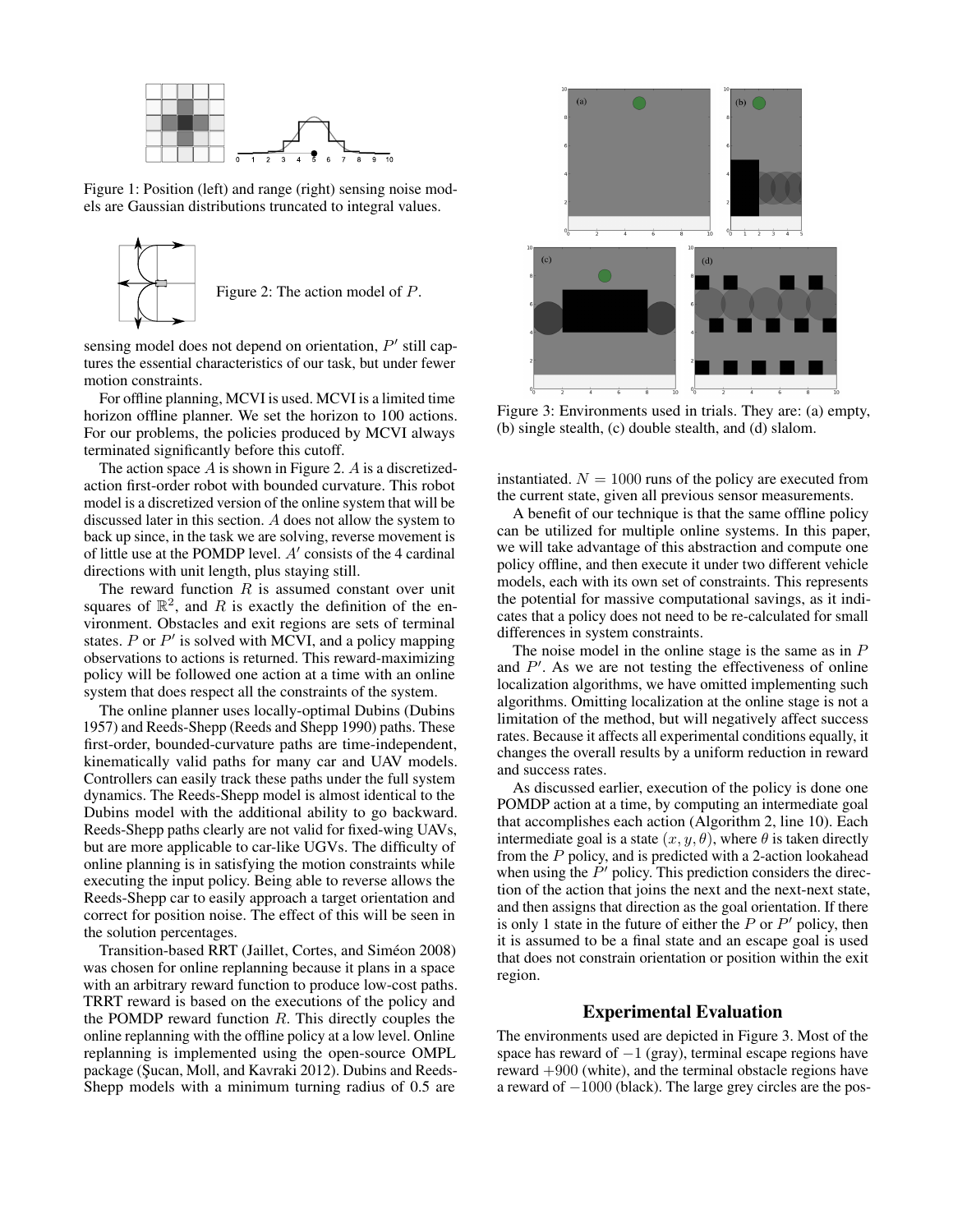Figure 1: Position (left) and range (right) sensing noise models are Gaussian distributions truncated to integral values.

Figure 2: The action model of $P$.

sensing model does not depend on orientation, $P'$ still captures the essential characteristics of our task, but under fewer motion constraints.

For offline planning, MCVI is used. MCVI is a limited time horizon offline planner. We set the horizon to 100 actions. For our problems, the policies produced by MCVI always terminated significantly before this cutoff.

The action space $A$ is shown in Figure 2. $A$ is a discretized-action first-order robot with bounded curvature. This robot model is a discretized version of the online system that will be discussed later in this section. $A$ does not allow the system to back up since, in the task we are solving, reverse movement is of little use at the POMDP level. $A'$ consists of the 4 cardinal directions with unit length, plus staying still.

The reward function $R$ is assumed constant over unit squares of $\mathbb{R}^2$, and $R$ is exactly the definition of the environment. Obstacles and exit regions are sets of terminal states. $P$ or $P'$ is solved with MCVI, and a policy mapping observations to actions is returned. This reward-maximizing policy will be followed one action at a time with an online system that does respect all the constraints of the system.

The online planner uses locally-optimal Dubins (Dubins 1957) and Reeds-Shepp (Reeds and Shepp 1990) paths. These first-order, bounded-curvature paths are time-independent, kinematically valid paths for many car and UAV models. Controllers can easily track these paths under the full system dynamics. The Reeds-Shepp model is almost identical to the Dubins model with the additional ability to go backward. Reeds-Shepp paths clearly are not valid for fixed-wing UAVs, but are more applicable to car-like UGVs. The difficulty of online planning is in satisfying the motion constraints while executing the input policy. Being able to reverse allows the Reeds-Shepp car to easily approach a target orientation and correct for position noise. The effect of this will be seen in the solution percentages.

Transition-based RRT (Jaillet, Cortes, and Siméon 2008) was chosen for online replanning because it plans in a space with an arbitrary reward function to produce low-cost paths. TRRT reward is based on the executions of the policy and the POMDP reward function $R$. This directly couples the online replanning with the offline policy at a low level. Online replanning is implemented using the open-source OMPL package (Şucan, Moll, and Kavraki 2012). Dubins and Reeds-Shepp models with a minimum turning radius of 0.5 are

Figure 3: Environments used in trials. They are: (a) empty, (b) single stealth, (c) double stealth, and (d) slalom.

instantiated. $N = 1000$ runs of the policy are executed from the current state, given all previous sensor measurements.

A benefit of our technique is that the same offline policy can be utilized for multiple online systems. In this paper, we will take advantage of this abstraction and compute one policy offline, and then execute it under two different vehicle models, each with its own set of constraints. This represents the potential for massive computational savings, as it indicates that a policy does not need to be re-calculated for small differences in system constraints.

The noise model in the online stage is the same as in $P$ and $P'$. As we are not testing the effectiveness of online localization algorithms, we have omitted implementing such algorithms. Omitting localization at the online stage is not a limitation of the method, but will negatively affect success rates. Because it affects all experimental conditions equally, it changes the overall results by a uniform reduction in reward and success rates.

As discussed earlier, execution of the policy is done one POMDP action at a time, by computing an intermediate goal that accomplishes each action (Algorithm 2, line 10). Each intermediate goal is a state $(x, y, \theta)$, where $\theta$ is taken directly from the $P$ policy, and is predicted with a 2-action lookahead when using the $P'$ policy. This prediction considers the direction of the action that joins the next and the next-next state, and then assigns that direction as the goal orientation. If there is only 1 state in the future of either the $P$ or $P'$ policy, then it is assumed to be a final state and an escape goal is used that does not constrain orientation or position within the exit region.

## Experimental Evaluation

The environments used are depicted in Figure 3. Most of the space has reward of $-1$ (gray), terminal escape regions have reward $+900$ (white), and the terminal obstacle regions have a reward of $-1000$ (black). The large grey circles are the pos-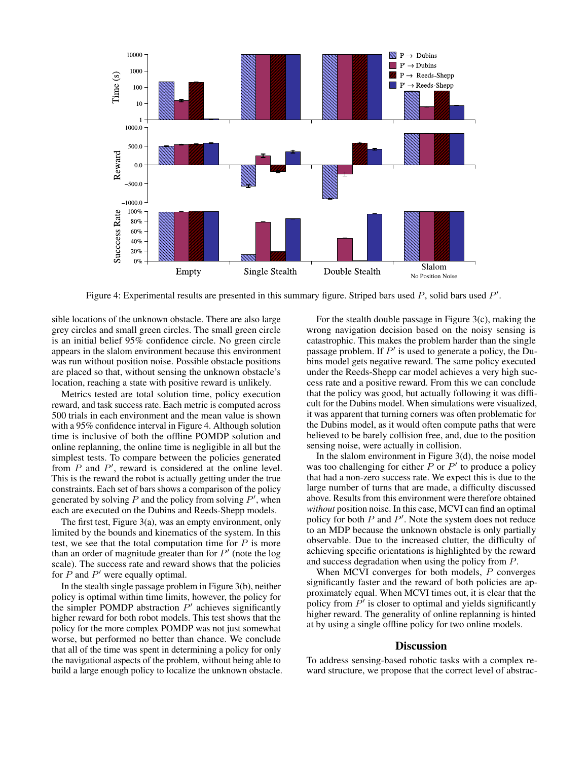Figure 4: Experimental results are presented in this summary figure. Striped bars used $P$, solid bars used $P'$.

sible locations of the unknown obstacle. There are also large grey circles and small green circles. The small green circle is an initial belief 95% confidence circle. No green circle appears in the slalom environment because this environment was run without position noise. Possible obstacle positions are placed so that, without sensing the unknown obstacle's location, reaching a state with positive reward is unlikely.

Metrics tested are total solution time, policy execution reward, and task success rate. Each metric is computed across 500 trials in each environment and the mean value is shown with a 95% confidence interval in Figure 4. Although solution time is inclusive of both the offline POMDP solution and online replanning, the online time is negligible in all but the simplest tests. To compare between the policies generated from $P$ and $P'$, reward is considered at the online level. This is the reward the robot is actually getting under the true constraints. Each set of bars shows a comparison of the policy generated by solving $P$ and the policy from solving $P'$, when each are executed on the Dubins and Reeds-Shepp models.

The first test, Figure 3(a), was an empty environment, only limited by the bounds and kinematics of the system. In this test, we see that the total computation time for $P$ is more than an order of magnitude greater than for $P'$ (note the log scale). The success rate and reward shows that the policies for $P$ and $P'$ were equally optimal.

In the stealth single passage problem in Figure 3(b), neither policy is optimal within time limits, however, the policy for the simpler POMDP abstraction $P'$ achieves significantly higher reward for both robot models. This test shows that the policy for the more complex POMDP was not just somewhat worse, but performed no better than chance. We conclude that all of the time was spent in determining a policy for only the navigational aspects of the problem, without being able to build a large enough policy to localize the unknown obstacle.

For the stealth double passage in Figure 3(c), making the wrong navigation decision based on the noisy sensing is catastrophic. This makes the problem harder than the single passage problem. If $P'$ is used to generate a policy, the Dubins model gets negative reward. The same policy executed under the Reeds-Shepp car model achieves a very high success rate and a positive reward. From this we can conclude that the policy was good, but actually following it was difficult for the Dubins model. When simulations were visualized, it was apparent that turning corners was often problematic for the Dubins model, as it would often compute paths that were believed to be barely collision free, and, due to the position sensing noise, were actually in collision.

In the slalom environment in Figure 3(d), the noise model was too challenging for either $P$ or $P'$ to produce a policy that had a non-zero success rate. We expect this is due to the large number of turns that are made, a difficulty discussed above. Results from this environment were therefore obtained *without* position noise. In this case, MCVI can find an optimal policy for both $P$ and $P'$. Note the system does not reduce to an MDP because the unknown obstacle is only partially observable. Due to the increased clutter, the difficulty of achieving specific orientations is highlighted by the reward and success degradation when using the policy from $P$.

When MCVI converges for both models, $P$ converges significantly faster and the reward of both policies are approximately equal. When MCVI times out, it is clear that the policy from $P'$ is closer to optimal and yields significantly higher reward. The generality of online replanning is hinted at by using a single offline policy for two online models.

## Discussion

To address sensing-based robotic tasks with a complex reward structure, we propose that the correct level of abstrac-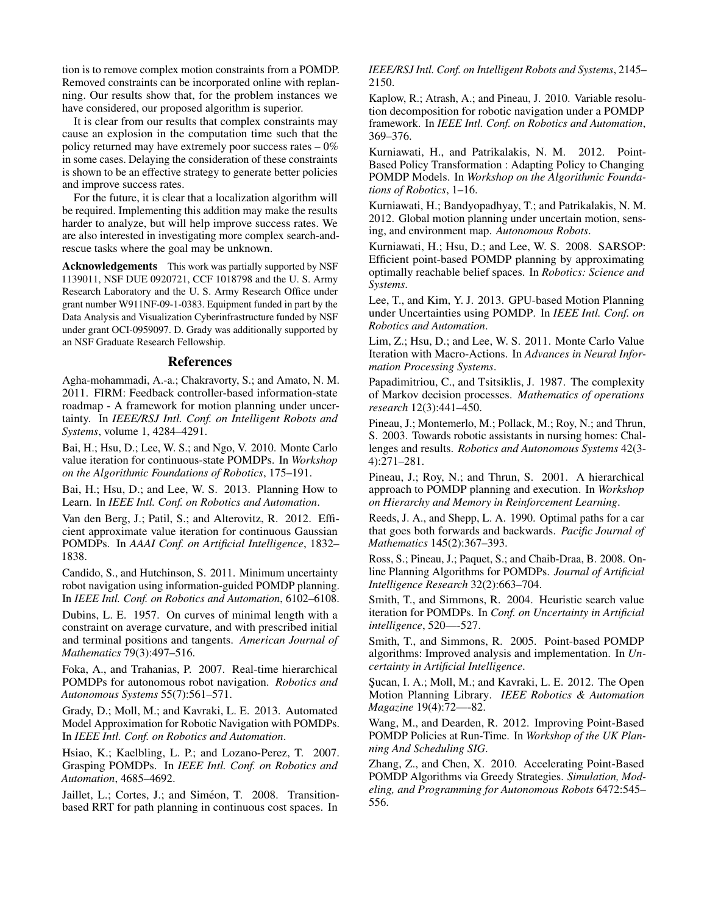tion is to remove complex motion constraints from a POMDP. Removed constraints can be incorporated online with replanning. Our results show that, for the problem instances we have considered, our proposed algorithm is superior.

It is clear from our results that complex constraints may cause an explosion in the computation time such that the policy returned may have extremely poor success rates – 0% in some cases. Delaying the consideration of these constraints is shown to be an effective strategy to generate better policies and improve success rates.

For the future, it is clear that a localization algorithm will be required. Implementing this addition may make the results harder to analyze, but will help improve success rates. We are also interested in investigating more complex search-and-rescue tasks where the goal may be unknown.

**Acknowledgements** This work was partially supported by NSF 1139011, NSF DUE 0920721, CCF 1018798 and the U. S. Army Research Laboratory and the U. S. Army Research Office under grant number W911NF-09-1-0383. Equipment funded in part by the Data Analysis and Visualization Cyberinfrastructure funded by NSF under grant OCI-0959097. D. Grady was additionally supported by an NSF Graduate Research Fellowship.

## References

Agha-mohammadi, A.-a.; Chakravorty, S.; and Amato, N. M. 2011. FIRM: Feedback controller-based information-state roadmap - A framework for motion planning under uncertainty. In *IEEE/RSJ Intl. Conf. on Intelligent Robots and Systems*, volume 1, 4284–4291.

Bai, H.; Hsu, D.; Lee, W. S.; and Ngo, V. 2010. Monte Carlo value iteration for continuous-state POMDPs. In *Workshop on the Algorithmic Foundations of Robotics*, 175–191.

Bai, H.; Hsu, D.; and Lee, W. S. 2013. Planning How to Learn. In *IEEE Intl. Conf. on Robotics and Automation*.

Van den Berg, J.; Patil, S.; and Alterovitz, R. 2012. Efficient approximate value iteration for continuous Gaussian POMDPs. In *AAAI Conf. on Artificial Intelligence*, 1832–1838.

Candido, S., and Hutchinson, S. 2011. Minimum uncertainty robot navigation using information-guided POMDP planning. In *IEEE Intl. Conf. on Robotics and Automation*, 6102–6108.

Dubins, L. E. 1957. On curves of minimal length with a constraint on average curvature, and with prescribed initial and terminal positions and tangents. *American Journal of Mathematics* 79(3):497–516.

Foka, A., and Trahanias, P. 2007. Real-time hierarchical POMDPs for autonomous robot navigation. *Robotics and Autonomous Systems* 55(7):561–571.

Grady, D.; Moll, M.; and Kavraki, L. E. 2013. Automated Model Approximation for Robotic Navigation with POMDPs. In *IEEE Intl. Conf. on Robotics and Automation*.

Hsiao, K.; Kaelbling, L. P.; and Lozano-Perez, T. 2007. Grasping POMDPs. In *IEEE Intl. Conf. on Robotics and Automation*, 4685–4692.

Jaillet, L.; Cortes, J.; and Siméon, T. 2008. Transition-based RRT for path planning in continuous cost spaces. In *IEEE/RSJ Intl. Conf. on Intelligent Robots and Systems*, 2145–2150.

Kaplow, R.; Atrash, A.; and Pineau, J. 2010. Variable resolution decomposition for robotic navigation under a POMDP framework. In *IEEE Intl. Conf. on Robotics and Automation*, 369–376.

Kurniawati, H., and Patrikalakis, N. M. 2012. Point-Based Policy Transformation : Adapting Policy to Changing POMDP Models. In *Workshop on the Algorithmic Foundations of Robotics*, 1–16.

Kurniawati, H.; Bandyopadhyay, T.; and Patrikalakis, N. M. 2012. Global motion planning under uncertain motion, sensing, and environment map. *Autonomous Robots*.

Kurniawati, H.; Hsu, D.; and Lee, W. S. 2008. SARSOP: Efficient point-based POMDP planning by approximating optimally reachable belief spaces. In *Robotics: Science and Systems*.

Lee, T., and Kim, Y. J. 2013. GPU-based Motion Planning under Uncertainties using POMDP. In *IEEE Intl. Conf. on Robotics and Automation*.

Lim, Z.; Hsu, D.; and Lee, W. S. 2011. Monte Carlo Value Iteration with Macro-Actions. In *Advances in Neural Information Processing Systems*.

Papadimitriou, C., and Tsitsiklis, J. 1987. The complexity of Markov decision processes. *Mathematics of operations research* 12(3):441–450.

Pineau, J.; Montemerlo, M.; Pollack, M.; Roy, N.; and Thrun, S. 2003. Towards robotic assistants in nursing homes: Challenges and results. *Robotics and Autonomous Systems* 42(3-4):271–281.

Pineau, J.; Roy, N.; and Thrun, S. 2001. A hierarchical approach to POMDP planning and execution. In *Workshop on Hierarchy and Memory in Reinforcement Learning*.

Reeds, J. A., and Shepp, L. A. 1990. Optimal paths for a car that goes both forwards and backwards. *Pacific Journal of Mathematics* 145(2):367–393.

Ross, S.; Pineau, J.; Paquet, S.; and Chaib-Draa, B. 2008. Online Planning Algorithms for POMDPs. *Journal of Artificial Intelligence Research* 32(2):663–704.

Smith, T., and Simmons, R. 2004. Heuristic search value iteration for POMDPs. In *Conf. on Uncertainty in Artificial intelligence*, 520—-527.

Smith, T., and Simmons, R. 2005. Point-based POMDP algorithms: Improved analysis and implementation. In *Uncertainty in Artificial Intelligence*.

Şucan, I. A.; Moll, M.; and Kavraki, L. E. 2012. The Open Motion Planning Library. *IEEE Robotics & Automation Magazine* 19(4):72—-82.

Wang, M., and Dearden, R. 2012. Improving Point-Based POMDP Policies at Run-Time. In *Workshop of the UK Planning And Scheduling SIG*.

Zhang, Z., and Chen, X. 2010. Accelerating Point-Based POMDP Algorithms via Greedy Strategies. *Simulation, Modeling, and Programming for Autonomous Robots* 6472:545–556.